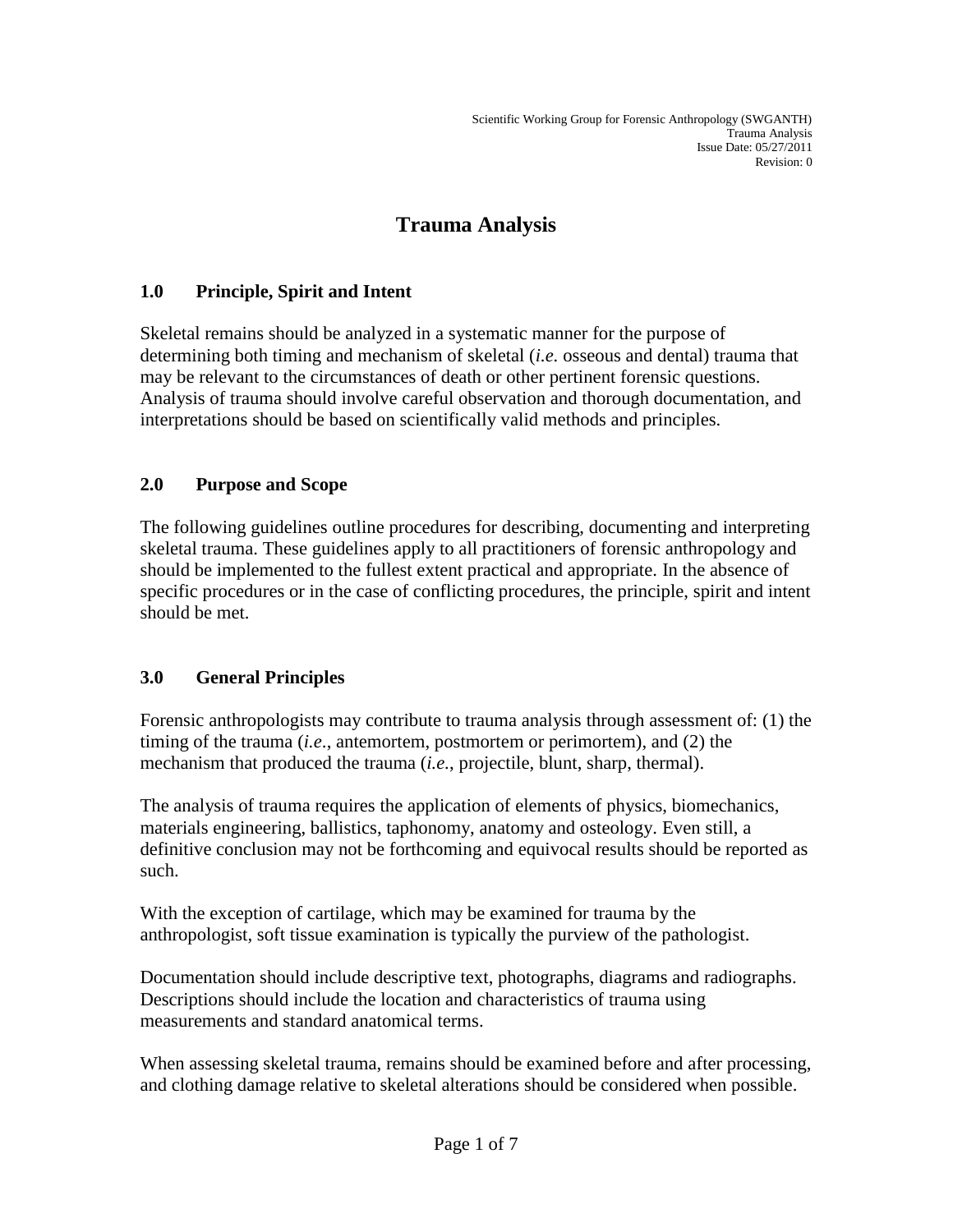# Trauma Analysis

## 1.0 Principle, Spirit and Intent

Skeletal remains should be analyzed in a systematic manner for the purpose of determining both timing and mechanism of skeletal (*i.e.* osseous and dental) trauma that may be relevant to the circumstances of death or other pertinent forensic questions. Analysis of trauma should involve careful observation and thorough documentation, and interpretations should be based on scientifically valid methods and principles.

## 2.0 Purpose and Scope

The following guidelines outline procedures for describing, documenting and interpreting skeletal trauma. These guidelines apply to all practitioners of forensic anthropology and should be implemented to the fullest extent practical and appropriate. In the absence of specific procedures or in the case of conflicting procedures, the principle, spirit and intent should be met.

## 3.0 General Principles

Forensic anthropologists may contribute to trauma analysis through assessment of: (1) the timing of the trauma (*i.e*., antemortem, postmortem or perimortem), and (2) the mechanism that produced the trauma (*i.e.*, projectile, blunt, sharp, thermal).

The analysis of trauma requires the application of elements of physics, biomechanics, materials engineering, ballistics, taphonomy, anatomy and osteology. Even still, a definitive conclusion may not be forthcoming and equivocal results should be reported as such.

With the exception of cartilage, which may be examined for trauma by the anthropologist, soft tissue examination is typically the purview of the pathologist.

Documentation should include descriptive text, photographs, diagrams and radiographs. Descriptions should include the location and characteristics of trauma using measurements and standard anatomical terms.

When assessing skeletal trauma, remains should be examined before and after processing, and clothing damage relative to skeletal alterations should be considered when possible.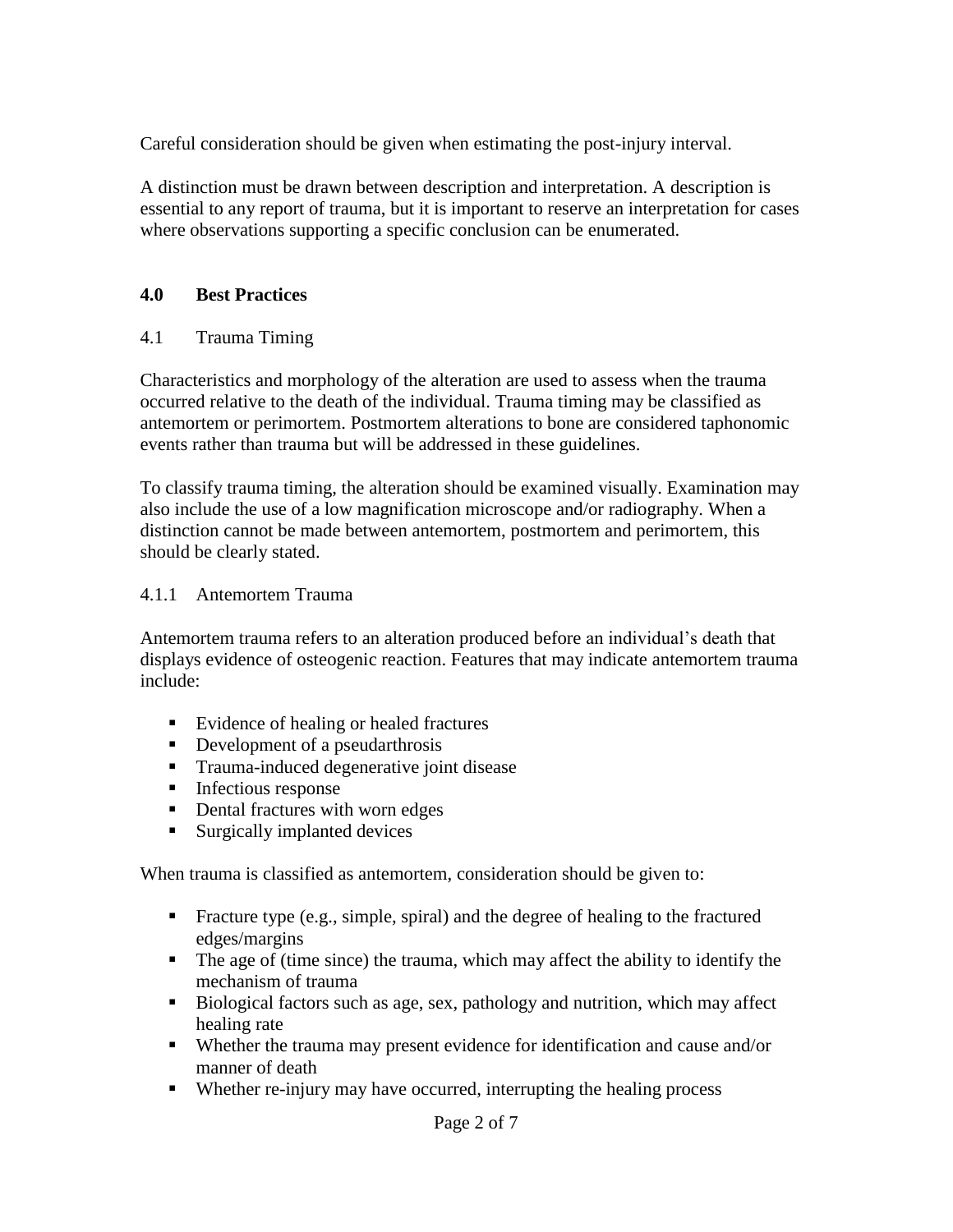Careful consideration should be given when estimating the post-injury interval.

A distinction must be drawn between description and interpretation. A description is essential to any report of trauma, but it is important to reserve an interpretation for cases where observations supporting a specific conclusion can be enumerated.

## 4.0 Best Practices

### 4.1 Trauma Timing

Characteristics and morphology of the alteration are used to assess when the trauma occurred relative to the death of the individual. Trauma timing may be classified as antemortem or perimortem. Postmortem alterations to bone are considered taphonomic events rather than trauma but will be addressed in these guidelines.

To classify trauma timing, the alteration should be examined visually. Examination may also include the use of a low magnification microscope and/or radiography. When a distinction cannot be made between antemortem, postmortem and perimortem, this should be clearly stated.

#### 4.1.1 Antemortem Trauma

Antemortem trauma refers to an alteration produced before an individual's death that displays evidence of osteogenic reaction. Features that may indicate antemortem trauma include:

- Evidence of healing or healed fractures
- Development of a pseudarthrosis
- Trauma-induced degenerative joint disease
- Infectious response
- Dental fractures with worn edges
- Surgically implanted devices

When trauma is classified as antemortem, consideration should be given to:

- Fracture type (e.g., simple, spiral) and the degree of healing to the fractured edges/margins
- The age of (time since) the trauma, which may affect the ability to identify the mechanism of trauma
- Biological factors such as age, sex, pathology and nutrition, which may affect healing rate
- Whether the trauma may present evidence for identification and cause and/or manner of death
- Whether re-injury may have occurred, interrupting the healing process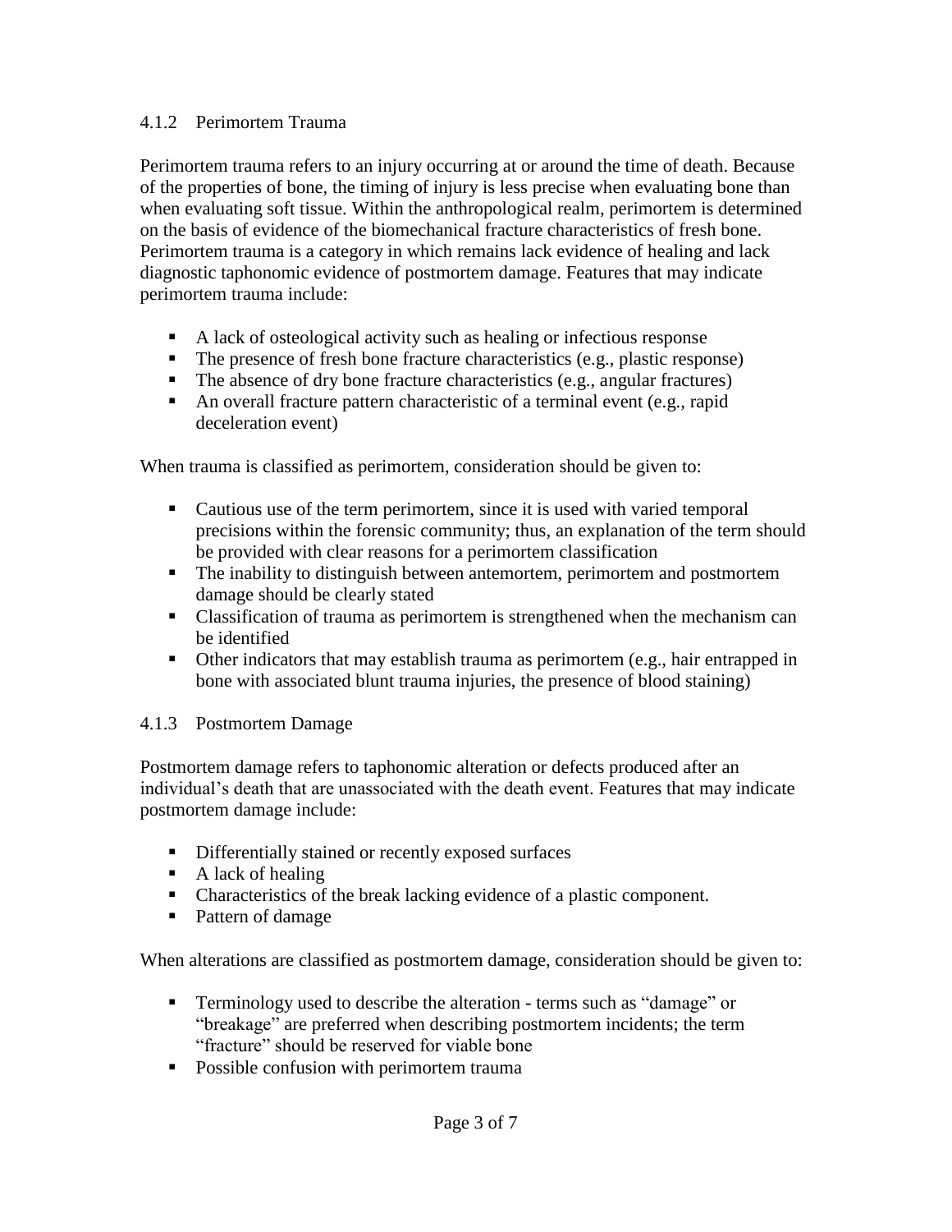### 4.1.2 Perimortem Trauma

Perimortem trauma refers to an injury occurring at or around the time of death. Because of the properties of bone, the timing of injury is less precise when evaluating bone than when evaluating soft tissue. Within the anthropological realm, perimortem is determined on the basis of evidence of the biomechanical fracture characteristics of fresh bone. Perimortem trauma is a category in which remains lack evidence of healing and lack diagnostic taphonomic evidence of postmortem damage. Features that may indicate perimortem trauma include:

- A lack of osteological activity such as healing or infectious response
- The presence of fresh bone fracture characteristics (e.g., plastic response)
- The absence of dry bone fracture characteristics (e.g., angular fractures)
- An overall fracture pattern characteristic of a terminal event (e.g., rapid deceleration event)

When trauma is classified as perimortem, consideration should be given to:

- Cautious use of the term perimortem, since it is used with varied temporal precisions within the forensic community; thus, an explanation of the term should be provided with clear reasons for a perimortem classification
- The inability to distinguish between antemortem, perimortem and postmortem damage should be clearly stated
- Classification of trauma as perimortem is strengthened when the mechanism can be identified
- Other indicators that may establish trauma as perimortem (e.g., hair entrapped in bone with associated blunt trauma injuries, the presence of blood staining)

### 4.1.3 Postmortem Damage

Postmortem damage refers to taphonomic alteration or defects produced after an individual's death that are unassociated with the death event. Features that may indicate postmortem damage include:

- Differentially stained or recently exposed surfaces
- A lack of healing
- Characteristics of the break lacking evidence of a plastic component.
- Pattern of damage

When alterations are classified as postmortem damage, consideration should be given to:

- Terminology used to describe the alteration - terms such as "damage" or "breakage" are preferred when describing postmortem incidents; the term "fracture" should be reserved for viable bone
- Possible confusion with perimortem trauma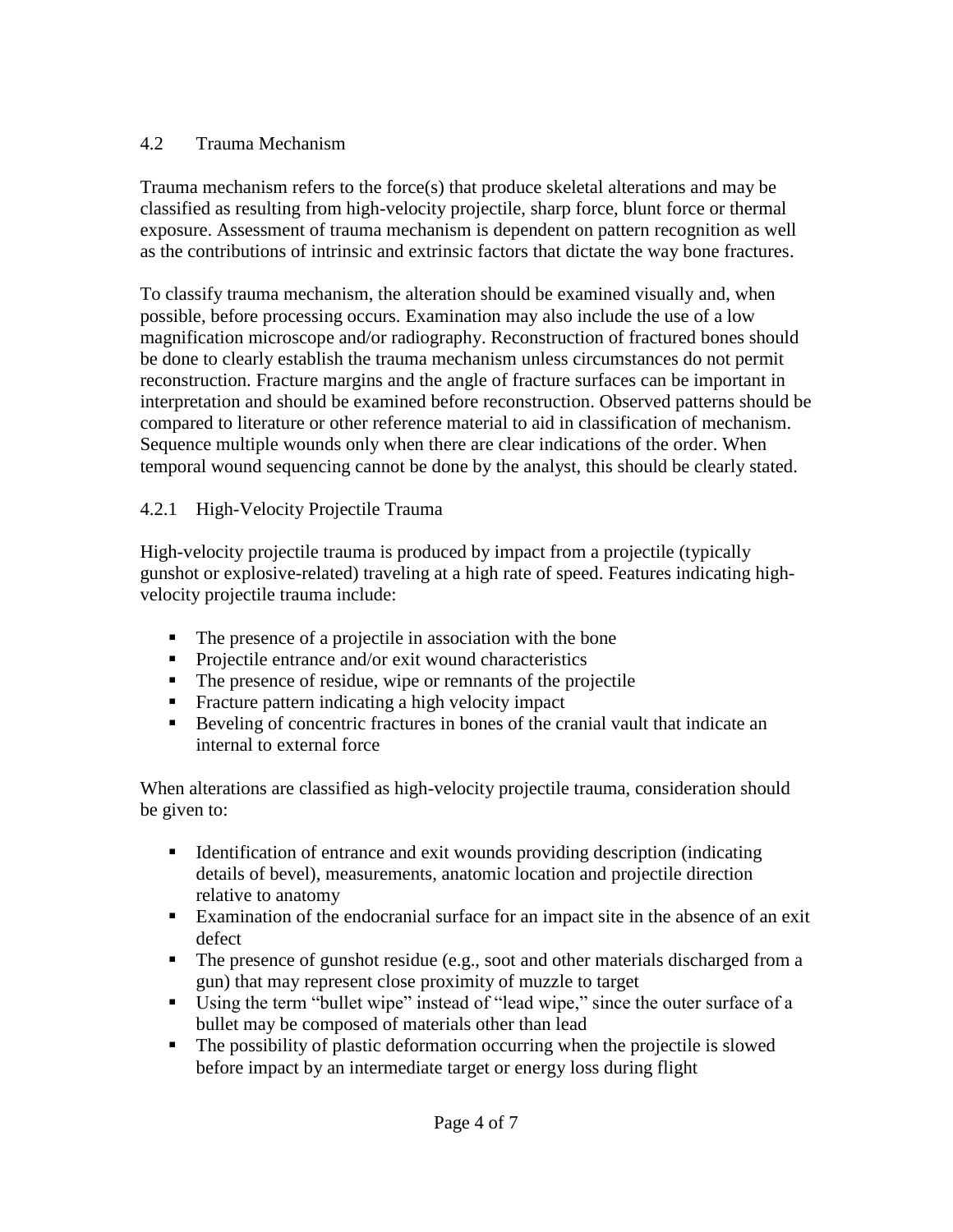### 4.2 Trauma Mechanism

Trauma mechanism refers to the force(s) that produce skeletal alterations and may be classified as resulting from high-velocity projectile, sharp force, blunt force or thermal exposure. Assessment of trauma mechanism is dependent on pattern recognition as well as the contributions of intrinsic and extrinsic factors that dictate the way bone fractures.

To classify trauma mechanism, the alteration should be examined visually and, when possible, before processing occurs. Examination may also include the use of a low magnification microscope and/or radiography. Reconstruction of fractured bones should be done to clearly establish the trauma mechanism unless circumstances do not permit reconstruction. Fracture margins and the angle of fracture surfaces can be important in interpretation and should be examined before reconstruction. Observed patterns should be compared to literature or other reference material to aid in classification of mechanism. Sequence multiple wounds only when there are clear indications of the order. When temporal wound sequencing cannot be done by the analyst, this should be clearly stated.

#### 4.2.1 High-Velocity Projectile Trauma

High-velocity projectile trauma is produced by impact from a projectile (typically gunshot or explosive-related) traveling at a high rate of speed. Features indicating high-velocity projectile trauma include:

- The presence of a projectile in association with the bone
- Projectile entrance and/or exit wound characteristics
- The presence of residue, wipe or remnants of the projectile
- Fracture pattern indicating a high velocity impact
- Beveling of concentric fractures in bones of the cranial vault that indicate an internal to external force

When alterations are classified as high-velocity projectile trauma, consideration should be given to:

- Identification of entrance and exit wounds providing description (indicating details of bevel), measurements, anatomic location and projectile direction relative to anatomy
- Examination of the endocranial surface for an impact site in the absence of an exit defect
- The presence of gunshot residue (e.g., soot and other materials discharged from a gun) that may represent close proximity of muzzle to target
- Using the term "bullet wipe" instead of "lead wipe," since the outer surface of a bullet may be composed of materials other than lead
- The possibility of plastic deformation occurring when the projectile is slowed before impact by an intermediate target or energy loss during flight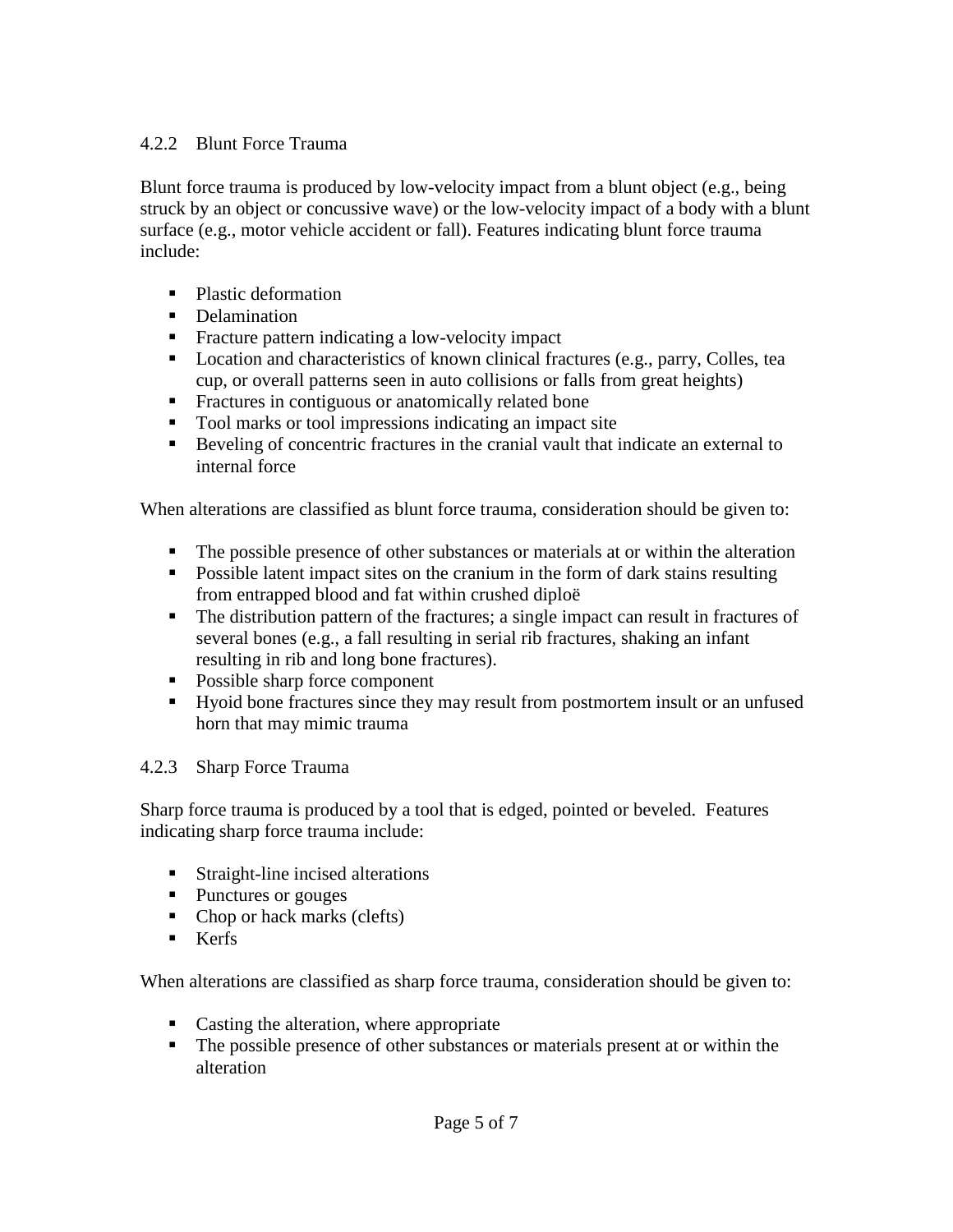#### 4.2.2 Blunt Force Trauma

Blunt force trauma is produced by low-velocity impact from a blunt object (e.g., being struck by an object or concussive wave) or the low-velocity impact of a body with a blunt surface (e.g., motor vehicle accident or fall). Features indicating blunt force trauma include:

- Plastic deformation
- Delamination
- Fracture pattern indicating a low-velocity impact
- Location and characteristics of known clinical fractures (e.g., parry, Colles, tea cup, or overall patterns seen in auto collisions or falls from great heights)
- Fractures in contiguous or anatomically related bone
- Tool marks or tool impressions indicating an impact site
- Beveling of concentric fractures in the cranial vault that indicate an external to internal force

When alterations are classified as blunt force trauma, consideration should be given to:

- The possible presence of other substances or materials at or within the alteration
- Possible latent impact sites on the cranium in the form of dark stains resulting from entrapped blood and fat within crushed diploë
- The distribution pattern of the fractures; a single impact can result in fractures of several bones (e.g., a fall resulting in serial rib fractures, shaking an infant resulting in rib and long bone fractures).
- Possible sharp force component
- Hyoid bone fractures since they may result from postmortem insult or an unfused horn that may mimic trauma

#### 4.2.3 Sharp Force Trauma

Sharp force trauma is produced by a tool that is edged, pointed or beveled. Features indicating sharp force trauma include:

- Straight-line incised alterations
- Punctures or gouges
- Chop or hack marks (clefts)
- Kerfs

When alterations are classified as sharp force trauma, consideration should be given to:

- Casting the alteration, where appropriate
- The possible presence of other substances or materials present at or within the alteration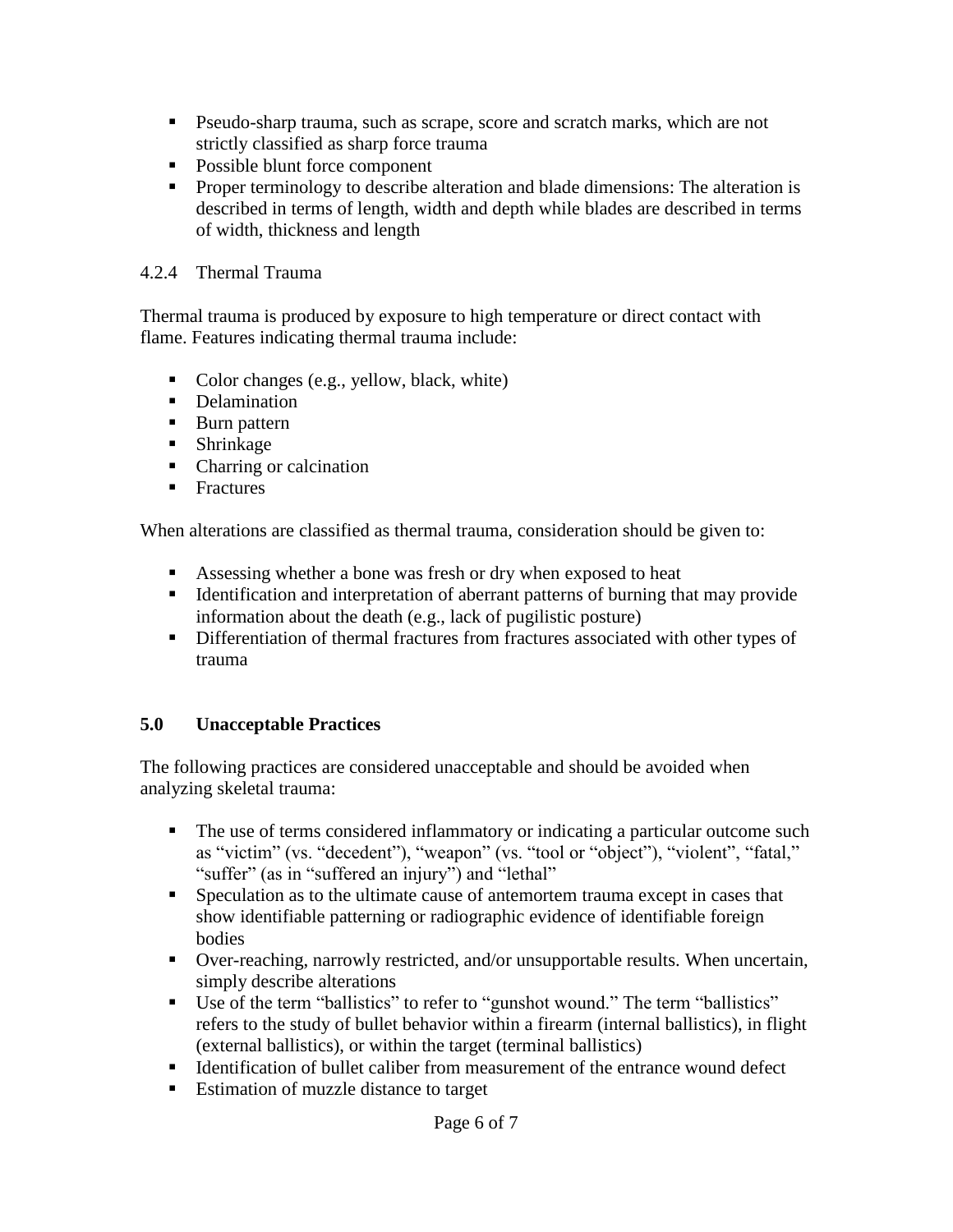- Pseudo-sharp trauma, such as scrape, score and scratch marks, which are not strictly classified as sharp force trauma
- Possible blunt force component
- Proper terminology to describe alteration and blade dimensions: The alteration is described in terms of length, width and depth while blades are described in terms of width, thickness and length

### 4.2.4 Thermal Trauma

Thermal trauma is produced by exposure to high temperature or direct contact with flame. Features indicating thermal trauma include:

- Color changes (e.g., yellow, black, white)
- Delamination
- Burn pattern
- Shrinkage
- Charring or calcination
- Fractures

When alterations are classified as thermal trauma, consideration should be given to:

- Assessing whether a bone was fresh or dry when exposed to heat
- Identification and interpretation of aberrant patterns of burning that may provide information about the death (e.g., lack of pugilistic posture)
- Differentiation of thermal fractures from fractures associated with other types of trauma

## 5.0 Unacceptable Practices

The following practices are considered unacceptable and should be avoided when analyzing skeletal trauma:

- The use of terms considered inflammatory or indicating a particular outcome such as "victim" (vs. "decedent"), "weapon" (vs. "tool or "object"), "violent", "fatal," "suffer" (as in "suffered an injury") and "lethal"
- Speculation as to the ultimate cause of antemortem trauma except in cases that show identifiable patterning or radiographic evidence of identifiable foreign bodies
- Over-reaching, narrowly restricted, and/or unsupportable results. When uncertain, simply describe alterations
- Use of the term "ballistics" to refer to "gunshot wound." The term "ballistics" refers to the study of bullet behavior within a firearm (internal ballistics), in flight (external ballistics), or within the target (terminal ballistics)
- Identification of bullet caliber from measurement of the entrance wound defect
- Estimation of muzzle distance to target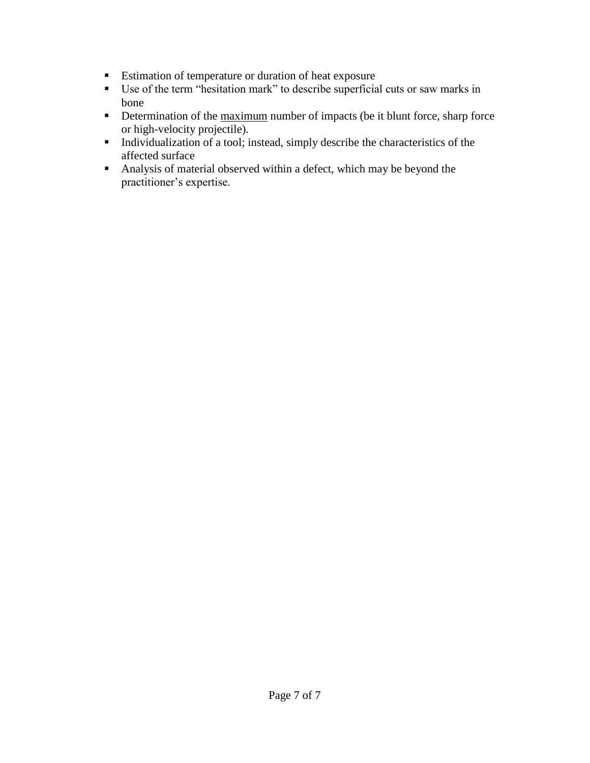- Estimation of temperature or duration of heat exposure
- Use of the term "hesitation mark" to describe superficial cuts or saw marks in bone
- Determination of the <u>maximum</u> number of impacts (be it blunt force, sharp force or high-velocity projectile).
- Individualization of a tool; instead, simply describe the characteristics of the affected surface
- Analysis of material observed within a defect, which may be beyond the practitioner's expertise.